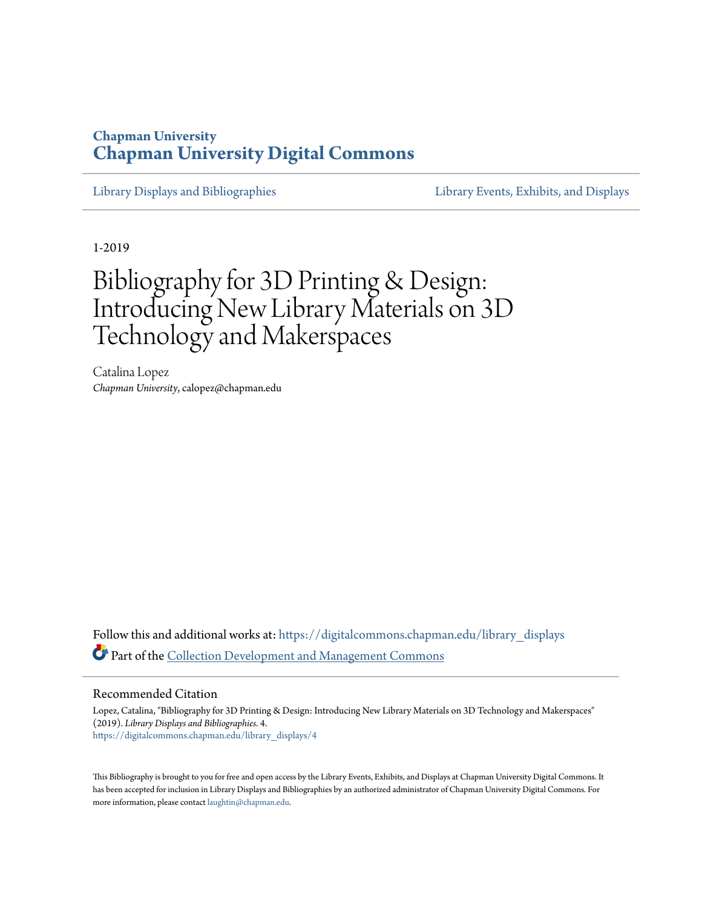Chapman University

# Chapman University Digital Commons

Library Displays and Bibliographies | Library Events, Exhibits, and Displays

1-2019

# Bibliography for 3D Printing & Design: Introducing New Library Materials on 3D Technology and Makerspaces

Catalina Lopez
*Chapman University*, calopez@chapman.edu

Follow this and additional works at: https://digitalcommons.chapman.edu/library_displays

Part of the Collection Development and Management Commons

## Recommended Citation

Lopez, Catalina, "Bibliography for 3D Printing & Design: Introducing New Library Materials on 3D Technology and Makerspaces" (2019). *Library Displays and Bibliographies*. 4.
https://digitalcommons.chapman.edu/library_displays/4

This Bibliography is brought to you for free and open access by the Library Events, Exhibits, and Displays at Chapman University Digital Commons. It has been accepted for inclusion in Library Displays and Bibliographies by an authorized administrator of Chapman University Digital Commons. For more information, please contact laughtin@chapman.edu.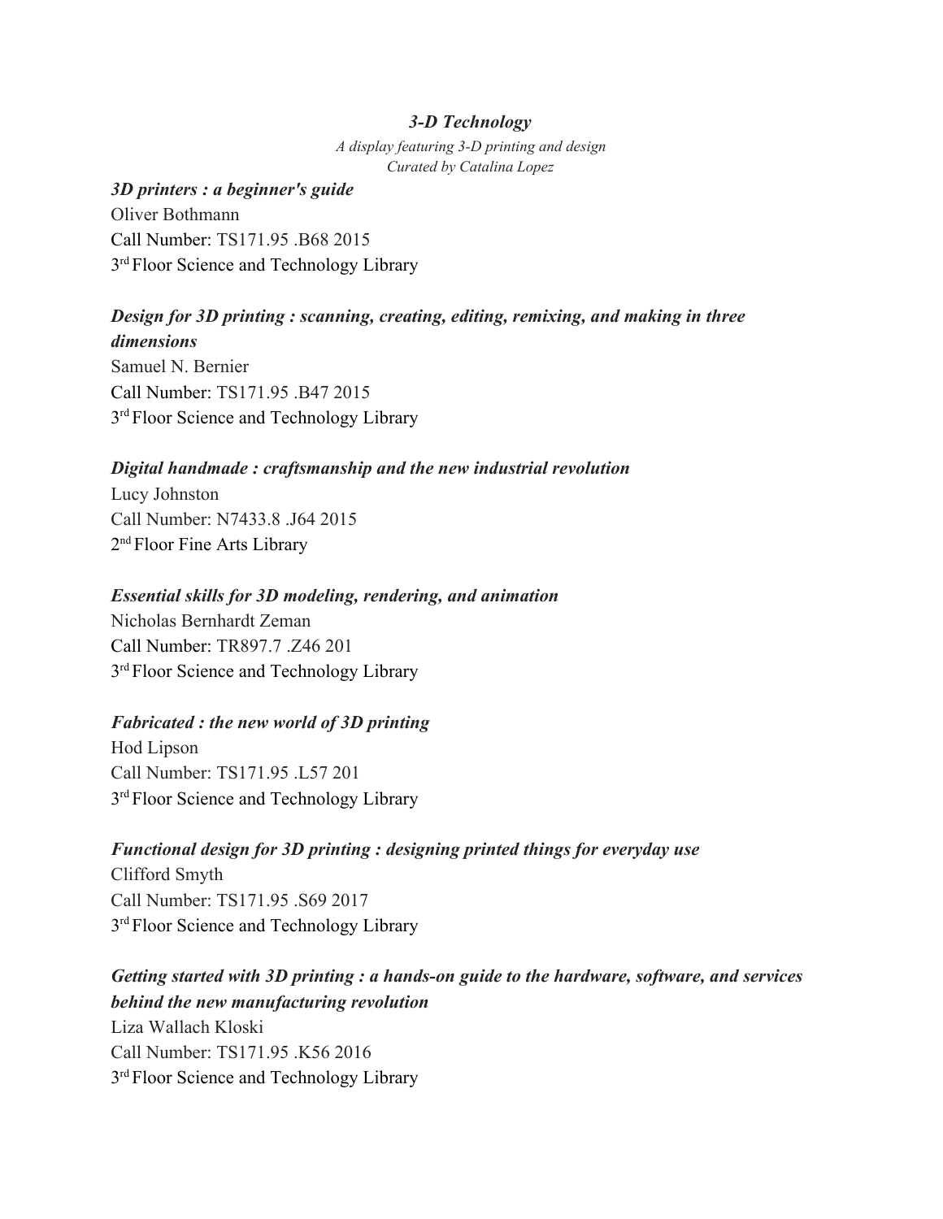# *3-D Technology*

*A display featuring 3-D printing and design*
*Curated by Catalina Lopez*

***3D printers : a beginner's guide***
Oliver Bothmann
Call Number: TS171.95 .B68 2015
3rd Floor Science and Technology Library

***Design for 3D printing : scanning, creating, editing, remixing, and making in three dimensions***
Samuel N. Bernier
Call Number: TS171.95 .B47 2015
3rd Floor Science and Technology Library

***Digital handmade : craftsmanship and the new industrial revolution***
Lucy Johnston
Call Number: N7433.8 .J64 2015
2nd Floor Fine Arts Library

***Essential skills for 3D modeling, rendering, and animation***
Nicholas Bernhardt Zeman
Call Number: TR897.7 .Z46 201
3rd Floor Science and Technology Library

***Fabricated : the new world of 3D printing***
Hod Lipson
Call Number: TS171.95 .L57 201
3rd Floor Science and Technology Library

***Functional design for 3D printing : designing printed things for everyday use***
Clifford Smyth
Call Number: TS171.95 .S69 2017
3rd Floor Science and Technology Library

***Getting started with 3D printing : a hands-on guide to the hardware, software, and services behind the new manufacturing revolution***
Liza Wallach Kloski
Call Number: TS171.95 .K56 2016
3rd Floor Science and Technology Library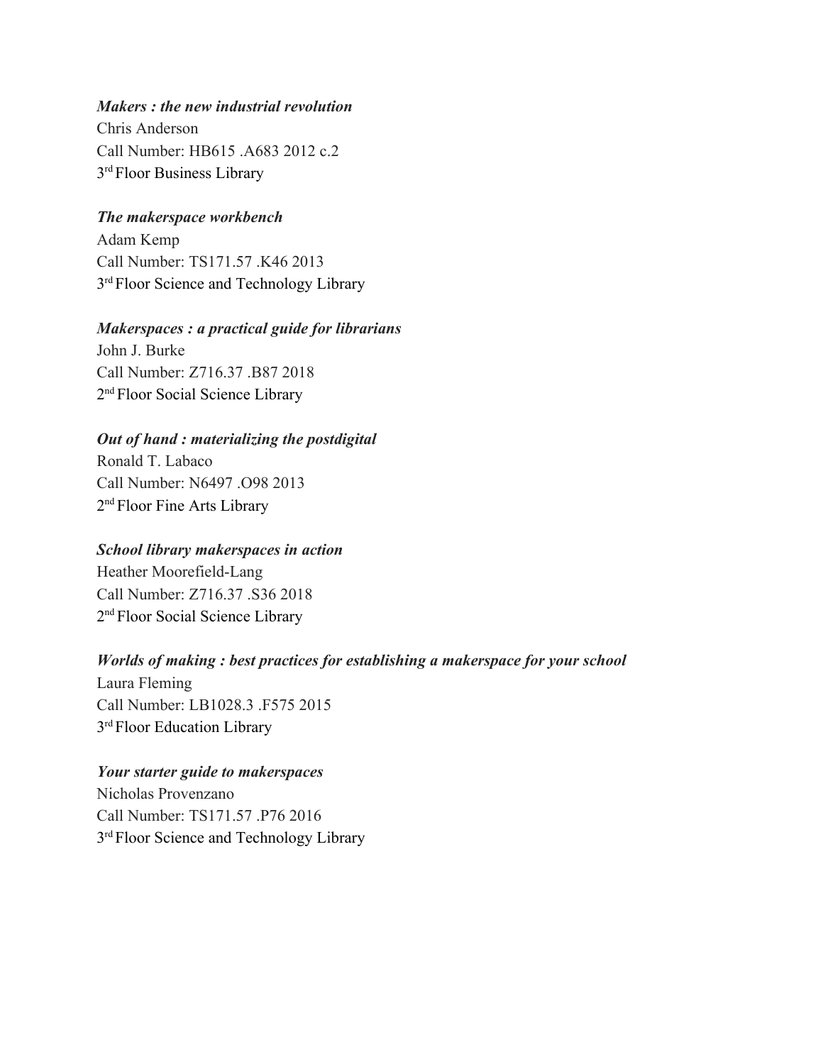***Makers : the new industrial revolution***
Chris Anderson
Call Number: HB615 .A683 2012 c.2
3rd Floor Business Library

***The makerspace workbench***
Adam Kemp
Call Number: TS171.57 .K46 2013
3rd Floor Science and Technology Library

***Makerspaces : a practical guide for librarians***
John J. Burke
Call Number: Z716.37 .B87 2018
2nd Floor Social Science Library

***Out of hand : materializing the postdigital***
Ronald T. Labaco
Call Number: N6497 .O98 2013
2nd Floor Fine Arts Library

***School library makerspaces in action***
Heather Moorefield-Lang
Call Number: Z716.37 .S36 2018
2nd Floor Social Science Library

***Worlds of making : best practices for establishing a makerspace for your school***
Laura Fleming
Call Number: LB1028.3 .F575 2015
3rd Floor Education Library

***Your starter guide to makerspaces***
Nicholas Provenzano
Call Number: TS171.57 .P76 2016
3rd Floor Science and Technology Library